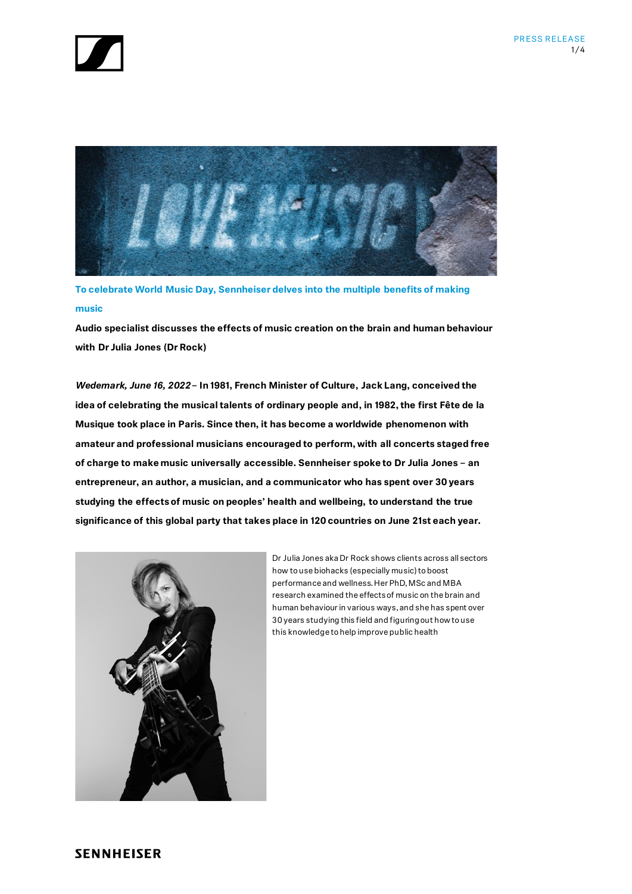## To celebrate World Music Day, Sennheiser delves into the multiple benefits of making music

**Audio specialist discusses the effects of music creation on the brain and human behaviour with Dr Julia Jones (Dr Rock)**

***Wedemark, June 16, 2022*** **– In 1981, French Minister of Culture, Jack Lang, conceived the idea of celebrating the musical talents of ordinary people and, in 1982, the first Fête de la Musique took place in Paris. Since then, it has become a worldwide phenomenon with amateur and professional musicians encouraged to perform, with all concerts staged free of charge to make music universally accessible. Sennheiser spoke to Dr Julia Jones – an entrepreneur, an author, a musician, and a communicator who has spent over 30 years studying the effects of music on peoples' health and wellbeing, to understand the true significance of this global party that takes place in 120 countries on June 21st each year.**

Dr Julia Jones aka Dr Rock shows clients across all sectors how to use biohacks (especially music) to boost performance and wellness. Her PhD, MSc and MBA research examined the effects of music on the brain and human behaviour in various ways, and she has spent over 30 years studying this field and figuring out how to use this knowledge to help improve public health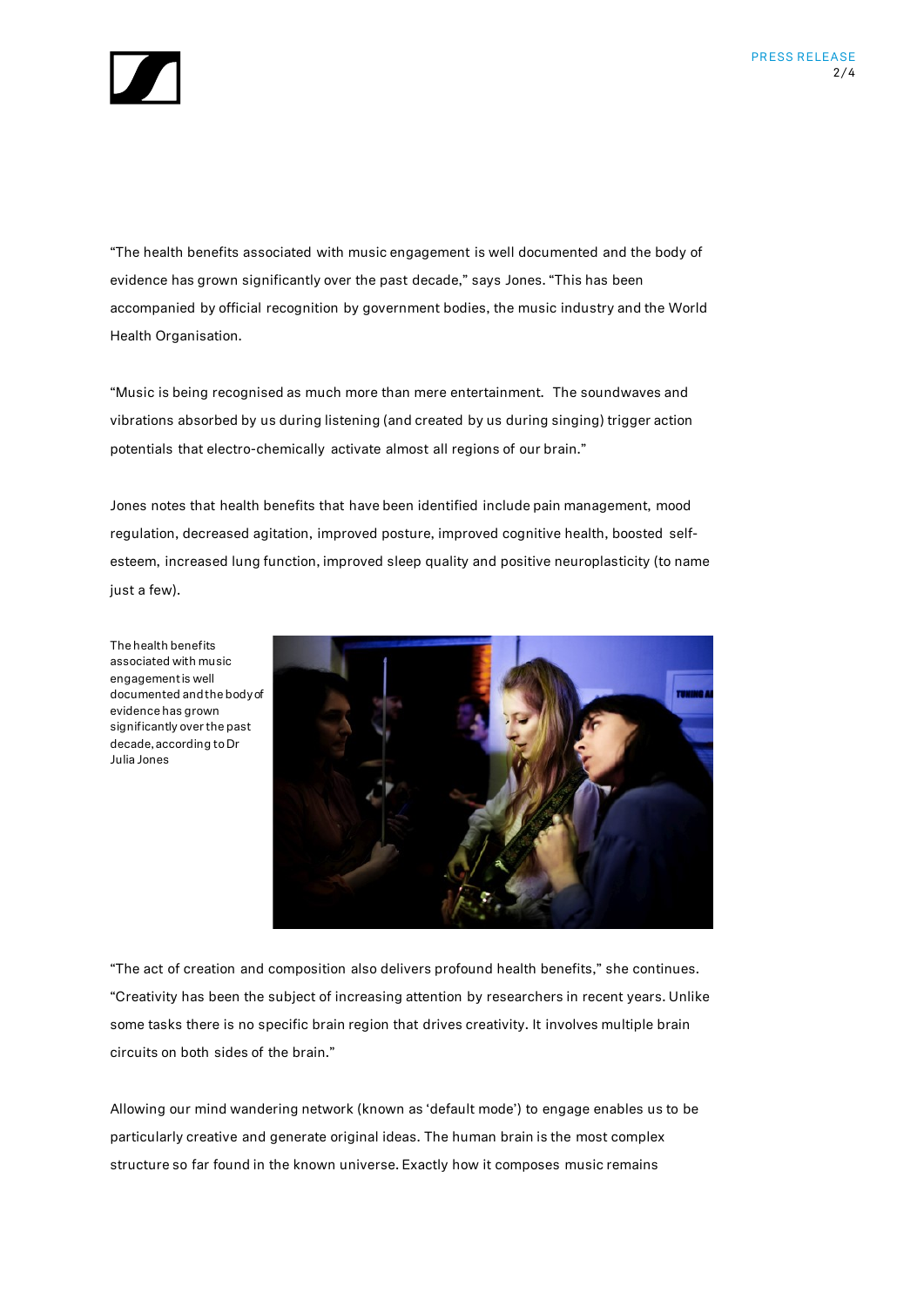"The health benefits associated with music engagement is well documented and the body of evidence has grown significantly over the past decade," says Jones. "This has been accompanied by official recognition by government bodies, the music industry and the World Health Organisation.

"Music is being recognised as much more than mere entertainment. The soundwaves and vibrations absorbed by us during listening (and created by us during singing) trigger action potentials that electro-chemically activate almost all regions of our brain."

Jones notes that health benefits that have been identified include pain management, mood regulation, decreased agitation, improved posture, improved cognitive health, boosted self-esteem, increased lung function, improved sleep quality and positive neuroplasticity (to name just a few).

The health benefits associated with music engagement is well documented and the body of evidence has grown significantly over the past decade, according to Dr Julia Jones

"The act of creation and composition also delivers profound health benefits," she continues. "Creativity has been the subject of increasing attention by researchers in recent years. Unlike some tasks there is no specific brain region that drives creativity. It involves multiple brain circuits on both sides of the brain."

Allowing our mind wandering network (known as 'default mode') to engage enables us to be particularly creative and generate original ideas. The human brain is the most complex structure so far found in the known universe. Exactly how it composes music remains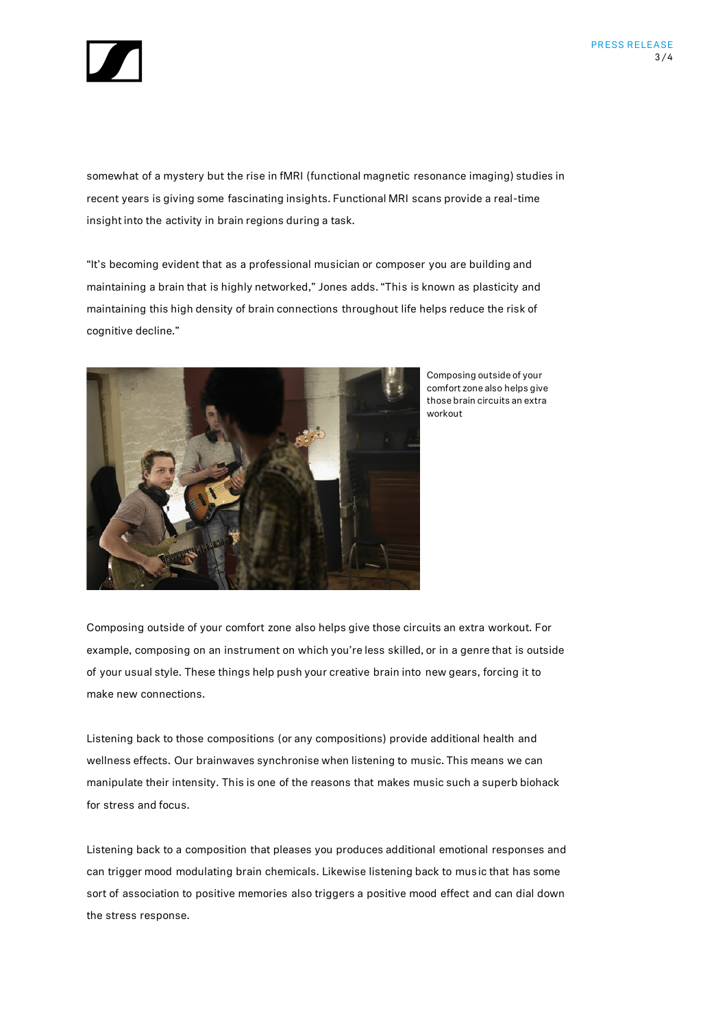somewhat of a mystery but the rise in fMRI (functional magnetic resonance imaging) studies in recent years is giving some fascinating insights. Functional MRI scans provide a real-time insight into the activity in brain regions during a task.

“It’s becoming evident that as a professional musician or composer you are building and maintaining a brain that is highly networked,” Jones adds. “This is known as plasticity and maintaining this high density of brain connections throughout life helps reduce the risk of cognitive decline.”

Composing outside of your comfort zone also helps give those brain circuits an extra workout

Composing outside of your comfort zone also helps give those circuits an extra workout. For example, composing on an instrument on which you’re less skilled, or in a genre that is outside of your usual style. These things help push your creative brain into new gears, forcing it to make new connections.

Listening back to those compositions (or any compositions) provide additional health and wellness effects. Our brainwaves synchronise when listening to music. This means we can manipulate their intensity. This is one of the reasons that makes music such a superb biohack for stress and focus.

Listening back to a composition that pleases you produces additional emotional responses and can trigger mood modulating brain chemicals. Likewise listening back to music that has some sort of association to positive memories also triggers a positive mood effect and can dial down the stress response.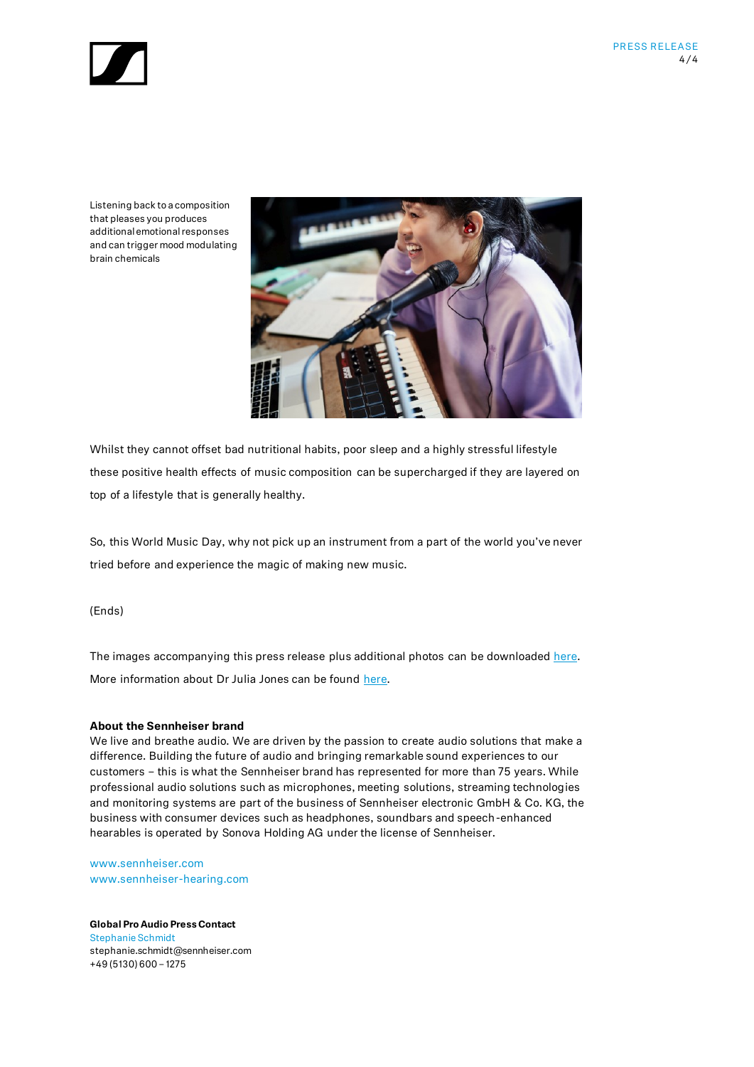Listening back to a composition that pleases you produces additional emotional responses and can trigger mood modulating brain chemicals

Whilst they cannot offset bad nutritional habits, poor sleep and a highly stressful lifestyle these positive health effects of music composition can be supercharged if they are layered on top of a lifestyle that is generally healthy.

So, this World Music Day, why not pick up an instrument from a part of the world you've never tried before and experience the magic of making new music.

(Ends)

The images accompanying this press release plus additional photos can be downloaded here.
More information about Dr Julia Jones can be found here.

**About the Sennheiser brand**
We live and breathe audio. We are driven by the passion to create audio solutions that make a difference. Building the future of audio and bringing remarkable sound experiences to our customers – this is what the Sennheiser brand has represented for more than 75 years. While professional audio solutions such as microphones, meeting solutions, streaming technologies and monitoring systems are part of the business of Sennheiser electronic GmbH & Co. KG, the business with consumer devices such as headphones, soundbars and speech-enhanced hearables is operated by Sonova Holding AG under the license of Sennheiser.

www.sennheiser.com
www.sennheiser-hearing.com

**Global Pro Audio Press Contact**
Stephanie Schmidt
stephanie.schmidt@sennheiser.com
+49 (5130) 600 – 1275